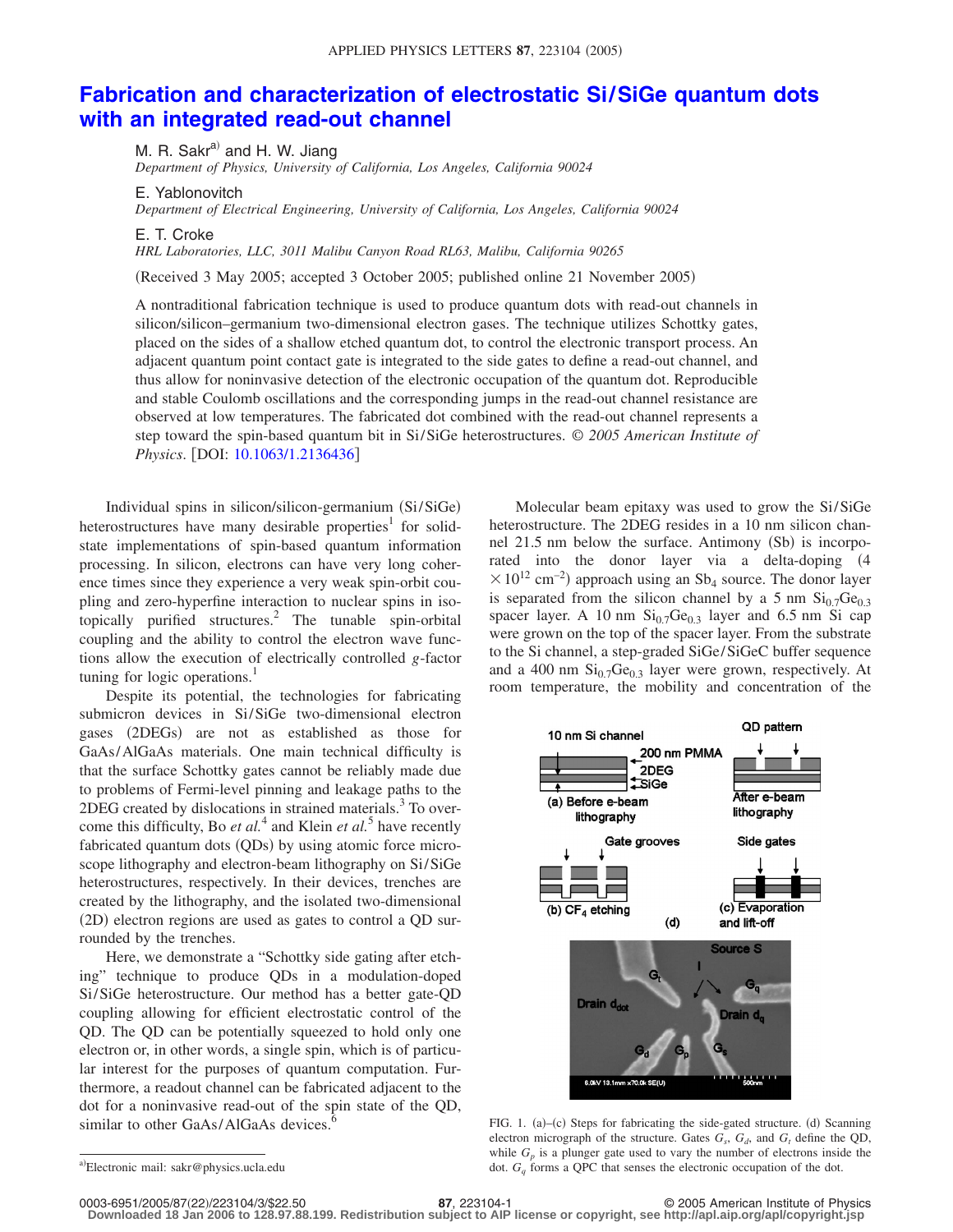# Fabrication and characterization of electrostatic Si/SiGe quantum dots with an integrated read-out channel

M. R. Sakr[a] and H. W. Jiang
*Department of Physics, University of California, Los Angeles, California 90024*

E. Yablonovitch
*Department of Electrical Engineering, University of California, Los Angeles, California 90024*

E. T. Croke
*HRL Laboratories, LLC, 3011 Malibu Canyon Road RL63, Malibu, California 90265*

(Received 3 May 2005; accepted 3 October 2005; published online 21 November 2005)

A nontraditional fabrication technique is used to produce quantum dots with read-out channels in silicon/silicon–germanium two-dimensional electron gases. The technique utilizes Schottky gates, placed on the sides of a shallow etched quantum dot, to control the electronic transport process. An adjacent quantum point contact gate is integrated to the side gates to define a read-out channel, and thus allow for noninvasive detection of the electronic occupation of the quantum dot. Reproducible and stable Coulomb oscillations and the corresponding jumps in the read-out channel resistance are observed at low temperatures. The fabricated dot combined with the read-out channel represents a step toward the spin-based quantum bit in Si/SiGe heterostructures. © *2005 American Institute of Physics*. [DOI: 10.1063/1.2136436]

Individual spins in silicon/silicon-germanium (Si/SiGe) heterostructures have many desirable properties[1] for solid-state implementations of spin-based quantum information processing. In silicon, electrons can have very long coherence times since they experience a very weak spin-orbit coupling and zero-hyperfine interaction to nuclear spins in isotopically purified structures.[2] The tunable spin-orbital coupling and the ability to control the electron wave functions allow the execution of electrically controlled $g$-factor tuning for logic operations.[1]

Despite its potential, the technologies for fabricating submicron devices in Si/SiGe two-dimensional electron gases (2DEGs) are not as established as those for GaAs/AlGaAs materials. One main technical difficulty is that the surface Schottky gates cannot be reliably made due to problems of Fermi-level pinning and leakage paths to the 2DEG created by dislocations in strained materials.[3] To overcome this difficulty, Bo *et al.*[4] and Klein *et al.*[5] have recently fabricated quantum dots (QDs) by using atomic force microscope lithography and electron-beam lithography on Si/SiGe heterostructures, respectively. In their devices, trenches are created by the lithography, and the isolated two-dimensional (2D) electron regions are used as gates to control a QD surrounded by the trenches.

Here, we demonstrate a "Schottky side gating after etching" technique to produce QDs in a modulation-doped Si/SiGe heterostructure. Our method has a better gate-QD coupling allowing for efficient electrostatic control of the QD. The QD can be potentially squeezed to hold only one electron or, in other words, a single spin, which is of particular interest for the purposes of quantum computation. Furthermore, a readout channel can be fabricated adjacent to the dot for a noninvasive read-out of the spin state of the QD, similar to other GaAs/AlGaAs devices.[6]

Molecular beam epitaxy was used to grow the Si/SiGe heterostructure. The 2DEG resides in a 10 nm silicon channel 21.5 nm below the surface. Antimony (Sb) is incorporated into the donor layer via a delta-doping ($4\times10^{12}$ cm$^{-2}$) approach using an $Sb_4$ source. The donor layer is separated from the silicon channel by a 5 nm $Si_{0.7}Ge_{0.3}$ spacer layer. A 10 nm $Si_{0.7}Ge_{0.3}$ layer and 6.5 nm Si cap were grown on the top of the spacer layer. From the substrate to the Si channel, a step-graded SiGe/SiGeC buffer sequence and a 400 nm $Si_{0.7}Ge_{0.3}$ layer were grown, respectively. At room temperature, the mobility and concentration of the

FIG. 1. (a)–(c) Steps for fabricating the side-gated structure. (d) Scanning electron micrograph of the structure. Gates $G_s$, $G_d$, and $G_t$ define the QD, while $G_p$ is a plunger gate used to vary the number of electrons inside the dot. $G_q$ forms a QPC that senses the electronic occupation of the dot.

[a] Electronic mail: sakr@physics.ucla.edu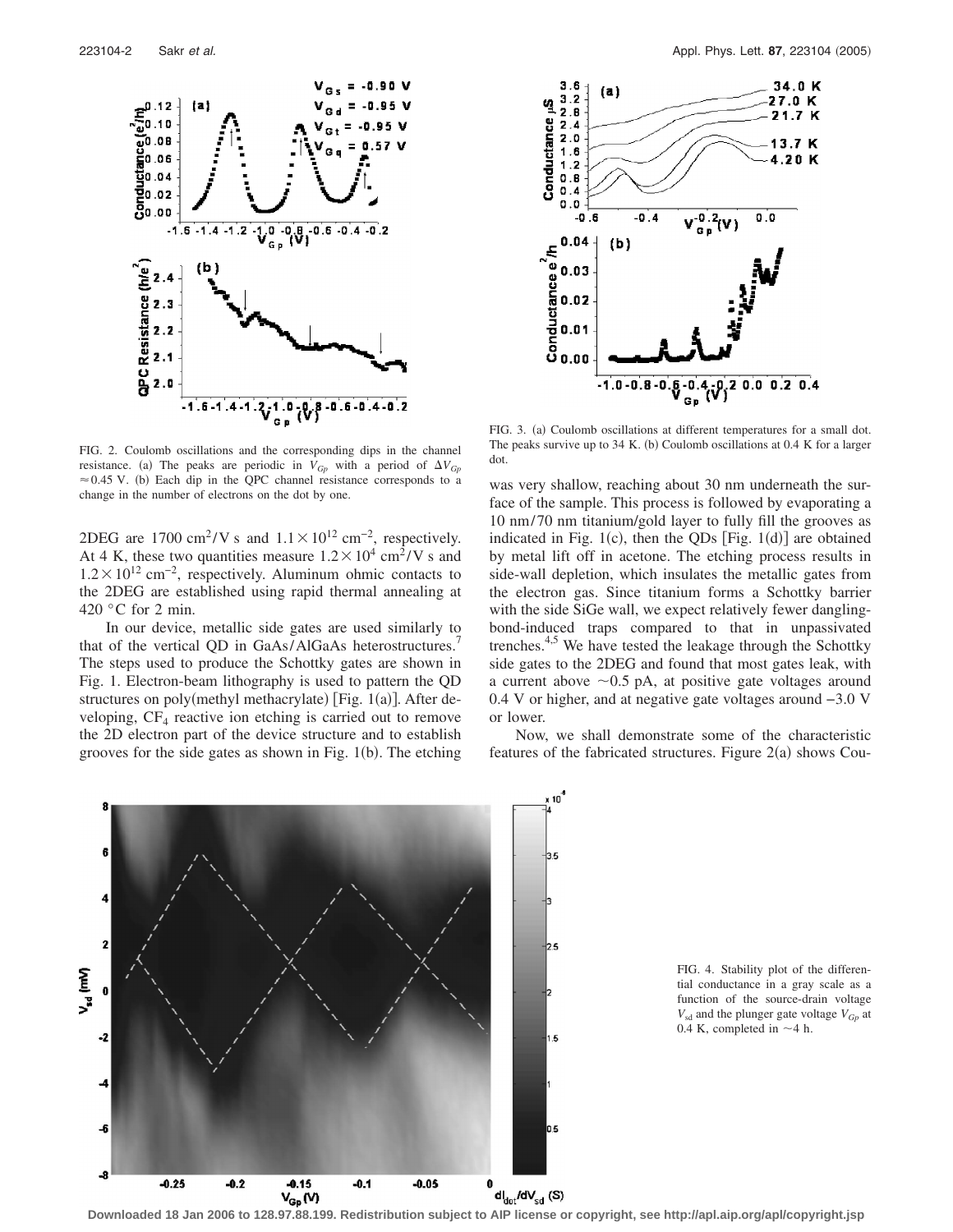FIG. 2. Coulomb oscillations and the corresponding dips in the channel resistance. (a) The peaks are periodic in $V_{Gp}$ with a period of $\Delta V_{Gp} \approx 0.45$ V. (b) Each dip in the QPC channel resistance corresponds to a change in the number of electrons on the dot by one.

2DEG are 1700 $cm^2$/V s and $1.1 \times 10^{12}$ $cm^{-2}$, respectively. At 4 K, these two quantities measure $1.2 \times 10^4$ $cm^2$/V s and $1.2 \times 10^{12}$ $cm^{-2}$, respectively. Aluminum ohmic contacts to the 2DEG are established using rapid thermal annealing at 420 °C for 2 min.

In our device, metallic side gates are used similarly to that of the vertical QD in GaAs/AlGaAs heterostructures.[7] The steps used to produce the Schottky gates are shown in Fig. 1. Electron-beam lithography is used to pattern the QD structures on poly(methyl methacrylate) [Fig. 1(a)]. After developing, $CF_4$ reactive ion etching is carried out to remove the 2D electron part of the device structure and to establish grooves for the side gates as shown in Fig. 1(b). The etching was very shallow, reaching about 30 nm underneath the surface of the sample. This process is followed by evaporating a 10 nm/70 nm titanium/gold layer to fully fill the grooves as indicated in Fig. 1(c), then the QDs [Fig. 1(d)] are obtained by metal lift off in acetone. The etching process results in side-wall depletion, which insulates the metallic gates from the electron gas. Since titanium forms a Schottky barrier with the side SiGe wall, we expect relatively fewer dangling-bond-induced traps compared to that in unpassivated trenches.[4,5] We have tested the leakage through the Schottky side gates to the 2DEG and found that most gates leak, with a current above ~0.5 pA, at positive gate voltages around 0.4 V or higher, and at negative gate voltages around −3.0 V or lower.

FIG. 3. (a) Coulomb oscillations at different temperatures for a small dot. The peaks survive up to 34 K. (b) Coulomb oscillations at 0.4 K for a larger dot.

Now, we shall demonstrate some of the characteristic features of the fabricated structures. Figure 2(a) shows Cou-

FIG. 4. Stability plot of the differential conductance in a gray scale as a function of the source-drain voltage $V_{sd}$ and the plunger gate voltage $V_{Gp}$ at 0.4 K, completed in ~4 h.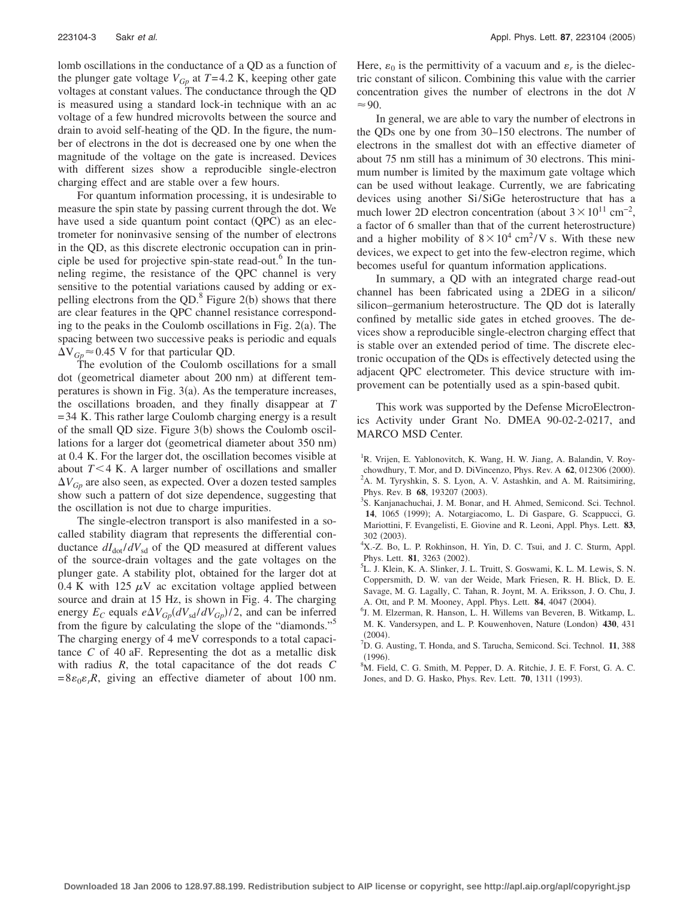lomb oscillations in the conductance of a QD as a function of the plunger gate voltage $V_{Gp}$ at $T=4.2$ K, keeping other gate voltages at constant values. The conductance through the QD is measured using a standard lock-in technique with an ac voltage of a few hundred microvolts between the source and drain to avoid self-heating of the QD. In the figure, the number of electrons in the dot is decreased one by one when the magnitude of the voltage on the gate is increased. Devices with different sizes show a reproducible single-electron charging effect and are stable over a few hours.

For quantum information processing, it is undesirable to measure the spin state by passing current through the dot. We have used a side quantum point contact (QPC) as an electrometer for noninvasive sensing of the number of electrons in the QD, as this discrete electronic occupation can in principle be used for projective spin-state read-out.[6] In the tunneling regime, the resistance of the QPC channel is very sensitive to the potential variations caused by adding or expelling electrons from the QD.[8] Figure 2(b) shows that there are clear features in the QPC channel resistance corresponding to the peaks in the Coulomb oscillations in Fig. 2(a). The spacing between two successive peaks is periodic and equals $\Delta V_{Gp} \approx 0.45$ V for that particular QD.

The evolution of the Coulomb oscillations for a small dot (geometrical diameter about 200 nm) at different temperatures is shown in Fig. 3(a). As the temperature increases, the oscillations broaden, and they finally disappear at $T=34$ K. This rather large Coulomb charging energy is a result of the small QD size. Figure 3(b) shows the Coulomb oscillations for a larger dot (geometrical diameter about 350 nm) at 0.4 K. For the larger dot, the oscillation becomes visible at about $T<4$ K. A larger number of oscillations and smaller $\Delta V_{Gp}$ are also seen, as expected. Over a dozen tested samples show such a pattern of dot size dependence, suggesting that the oscillation is not due to charge impurities.

The single-electron transport is also manifested in a so-called stability diagram that represents the differential conductance $dI_{\mathrm{dot}}/dV_{\mathrm{sd}}$ of the QD measured at different values of the source-drain voltages and the gate voltages on the plunger gate. A stability plot, obtained for the larger dot at 0.4 K with 125 $\mu$V ac excitation voltage applied between source and drain at 15 Hz, is shown in Fig. 4. The charging energy $E_C$ equals $e\Delta V_{Gp}(dV_{\mathrm{sd}}/dV_{Gp})/2$, and can be inferred from the figure by calculating the slope of the "diamonds."[5] The charging energy of 4 meV corresponds to a total capacitance $C$ of 40 aF. Representing the dot as a metallic disk with radius $R$, the total capacitance of the dot reads $C=8\varepsilon_0\varepsilon_r R$, giving an effective diameter of about 100 nm. Here, $\varepsilon_0$ is the permittivity of a vacuum and $\varepsilon_r$ is the dielectric constant of silicon. Combining this value with the carrier concentration gives the number of electrons in the dot $N \approx 90$.

In general, we are able to vary the number of electrons in the QDs one by one from 30–150 electrons. The number of electrons in the smallest dot with an effective diameter of about 75 nm still has a minimum of 30 electrons. This minimum number is limited by the maximum gate voltage which can be used without leakage. Currently, we are fabricating devices using another Si/SiGe heterostructure that has a much lower 2D electron concentration (about $3\times10^{11}$ cm$^{-2}$, a factor of 6 smaller than that of the current heterostructure) and a higher mobility of $8\times10^{4}$ cm$^2$/V s. With these new devices, we expect to get into the few-electron regime, which becomes useful for quantum information applications.

In summary, a QD with an integrated charge read-out channel has been fabricated using a 2DEG in a silicon/silicon–germanium heterostructure. The QD dot is laterally confined by metallic side gates in etched grooves. The devices show a reproducible single-electron charging effect that is stable over an extended period of time. The discrete electronic occupation of the QDs is effectively detected using the adjacent QPC electrometer. This device structure with improvement can be potentially used as a spin-based qubit.

This work was supported by the Defense MicroElectronics Activity under Grant No. DMEA 90-02-2-0217, and MARCO MSD Center.

[1] R. Vrijen, E. Yablonovitch, K. Wang, H. W. Jiang, A. Balandin, V. Roychowdhury, T. Mor, and D. DiVincenzo, Phys. Rev. A **62**, 012306 (2000).
[2] A. M. Tyryshkin, S. S. Lyon, A. V. Astashkin, and A. M. Raitsimiring, Phys. Rev. B **68**, 193207 (2003).
[3] S. Kanjanachuchai, J. M. Bonar, and H. Ahmed, Semicond. Sci. Technol. **14**, 1065 (1999); A. Notargiacomo, L. Di Gaspare, G. Scappucci, G. Mariottini, F. Evangelisti, E. Giovine and R. Leoni, Appl. Phys. Lett. **83**, 302 (2003).
[4] X.-Z. Bo, L. P. Rokhinson, H. Yin, D. C. Tsui, and J. C. Sturm, Appl. Phys. Lett. **81**, 3263 (2002).
[5] L. J. Klein, K. A. Slinker, J. L. Truitt, S. Goswami, K. L. M. Lewis, S. N. Coppersmith, D. W. van der Weide, Mark Friesen, R. H. Blick, D. E. Savage, M. G. Lagally, C. Tahan, R. Joynt, M. A. Eriksson, J. O. Chu, J. A. Ott, and P. M. Mooney, Appl. Phys. Lett. **84**, 4047 (2004).
[6] J. M. Elzerman, R. Hanson, L. H. Willems van Beveren, B. Witkamp, L. M. K. Vandersypen, and L. P. Kouwenhoven, Nature (London) **430**, 431 (2004).
[7] D. G. Austing, T. Honda, and S. Tarucha, Semicond. Sci. Technol. **11**, 388 (1996).
[8] M. Field, C. G. Smith, M. Pepper, D. A. Ritchie, J. E. F. Forst, G. A. C. Jones, and D. G. Hasko, Phys. Rev. Lett. **70**, 1311 (1993).